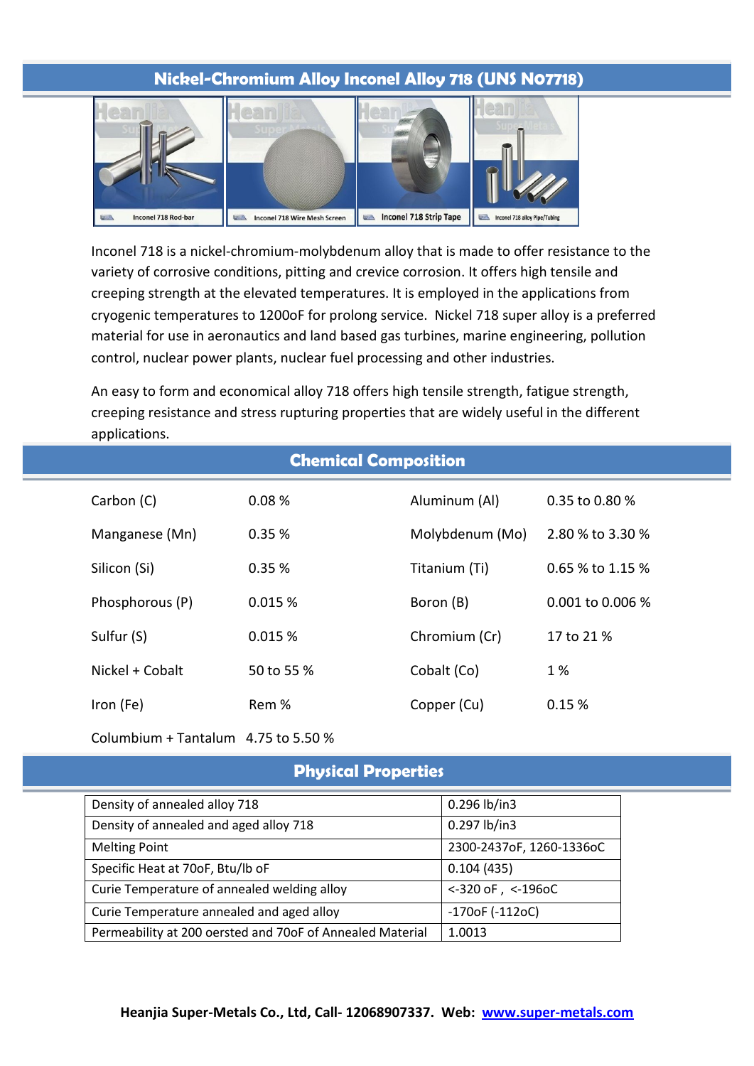# Nickel-Chromium Alloy Inconel Alloy 718 (UNS N07718)

Inconel 718 Rod-bar

Inconel 718 Wire Mesh Screen

Inconel 718 Strip Tape

Inconel 718 alloy Pipe/Tubing

Inconel 718 is a nickel-chromium-molybdenum alloy that is made to offer resistance to the variety of corrosive conditions, pitting and crevice corrosion. It offers high tensile and creeping strength at the elevated temperatures. It is employed in the applications from cryogenic temperatures to 1200oF for prolong service. Nickel 718 super alloy is a preferred material for use in aeronautics and land based gas turbines, marine engineering, pollution control, nuclear power plants, nuclear fuel processing and other industries.

An easy to form and economical alloy 718 offers high tensile strength, fatigue strength, creeping resistance and stress rupturing properties that are widely useful in the different applications.

## Chemical Composition

| | | | |
|---|---|---|---|
| Carbon (C) | 0.08 % | Aluminum (Al) | 0.35 to 0.80 % |
| Manganese (Mn) | 0.35 % | Molybdenum (Mo) | 2.80 % to 3.30 % |
| Silicon (Si) | 0.35 % | Titanium (Ti) | 0.65 % to 1.15 % |
| Phosphorous (P) | 0.015 % | Boron (B) | 0.001 to 0.006 % |
| Sulfur (S) | 0.015 % | Chromium (Cr) | 17 to 21 % |
| Nickel + Cobalt | 50 to 55 % | Cobalt (Co) | 1 % |
| Iron (Fe) | Rem % | Copper (Cu) | 0.15 % |
| Columbium + Tantalum | 4.75 to 5.50 % | | |

## Physical Properties

| | |
|---|---|
| Density of annealed alloy 718 | 0.296 lb/in3 |
| Density of annealed and aged alloy 718 | 0.297 lb/in3 |
| Melting Point | 2300-2437oF, 1260-1336oC |
| Specific Heat at 70oF, Btu/lb oF | 0.104 (435) |
| Curie Temperature of annealed welding alloy | <-320 oF , <-196oC |
| Curie Temperature annealed and aged alloy | -170oF (-112oC) |
| Permeability at 200 oersted and 70oF of Annealed Material | 1.0013 |

**Heanjia Super-Metals Co., Ltd, Call- 12068907337. Web: www.super-metals.com**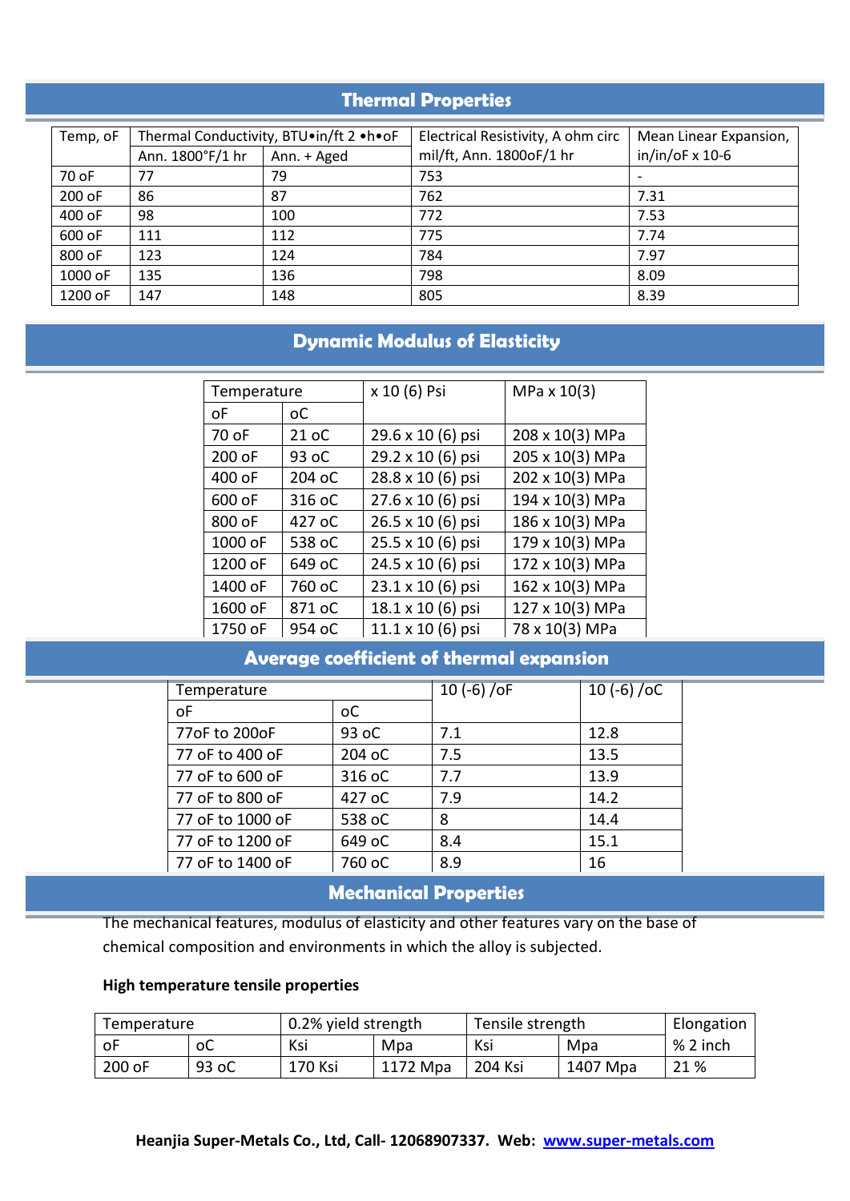## Thermal Properties

| Temp, oF | Thermal Conductivity, BTU•in/ft 2 •h•oF | | Electrical Resistivity, A ohm circ mil/ft, Ann. 1800oF/1 hr | Mean Linear Expansion, in/in/oF x 10-6 |
|---|---|---|---|---|
| | Ann. 1800°F/1 hr | Ann. + Aged | | |
| 70 oF | 77 | 79 | 753 | - |
| 200 oF | 86 | 87 | 762 | 7.31 |
| 400 oF | 98 | 100 | 772 | 7.53 |
| 600 oF | 111 | 112 | 775 | 7.74 |
| 800 oF | 123 | 124 | 784 | 7.97 |
| 1000 oF | 135 | 136 | 798 | 8.09 |
| 1200 oF | 147 | 148 | 805 | 8.39 |

## Dynamic Modulus of Elasticity

| Temperature | | x 10 (6) Psi | MPa x 10(3) |
|---|---|---|---|
| oF | oC | | |
| 70 oF | 21 oC | 29.6 x 10 (6) psi | 208 x 10(3) MPa |
| 200 oF | 93 oC | 29.2 x 10 (6) psi | 205 x 10(3) MPa |
| 400 oF | 204 oC | 28.8 x 10 (6) psi | 202 x 10(3) MPa |
| 600 oF | 316 oC | 27.6 x 10 (6) psi | 194 x 10(3) MPa |
| 800 oF | 427 oC | 26.5 x 10 (6) psi | 186 x 10(3) MPa |
| 1000 oF | 538 oC | 25.5 x 10 (6) psi | 179 x 10(3) MPa |
| 1200 oF | 649 oC | 24.5 x 10 (6) psi | 172 x 10(3) MPa |
| 1400 oF | 760 oC | 23.1 x 10 (6) psi | 162 x 10(3) MPa |
| 1600 oF | 871 oC | 18.1 x 10 (6) psi | 127 x 10(3) MPa |
| 1750 oF | 954 oC | 11.1 x 10 (6) psi | 78 x 10(3) MPa |

## Average coefficient of thermal expansion

| Temperature | | 10 (-6) /oF | 10 (-6) /oC |
|---|---|---|---|
| oF | oC | | |
| 77oF to 200oF | 93 oC | 7.1 | 12.8 |
| 77 oF to 400 oF | 204 oC | 7.5 | 13.5 |
| 77 oF to 600 oF | 316 oC | 7.7 | 13.9 |
| 77 oF to 800 oF | 427 oC | 7.9 | 14.2 |
| 77 oF to 1000 oF | 538 oC | 8 | 14.4 |
| 77 oF to 1200 oF | 649 oC | 8.4 | 15.1 |
| 77 oF to 1400 oF | 760 oC | 8.9 | 16 |

## Mechanical Properties

The mechanical features, modulus of elasticity and other features vary on the base of chemical composition and environments in which the alloy is subjected.

**High temperature tensile properties**

| Temperature | | 0.2% yield strength | | Tensile strength | | Elongation |
|---|---|---|---|---|---|---|
| oF | oC | Ksi | Mpa | Ksi | Mpa | % 2 inch |
| 200 oF | 93 oC | 170 Ksi | 1172 Mpa | 204 Ksi | 1407 Mpa | 21 % |

**Heanjia Super-Metals Co., Ltd, Call- 12068907337. Web: [www.super-metals.com](http://www.super-metals.com)**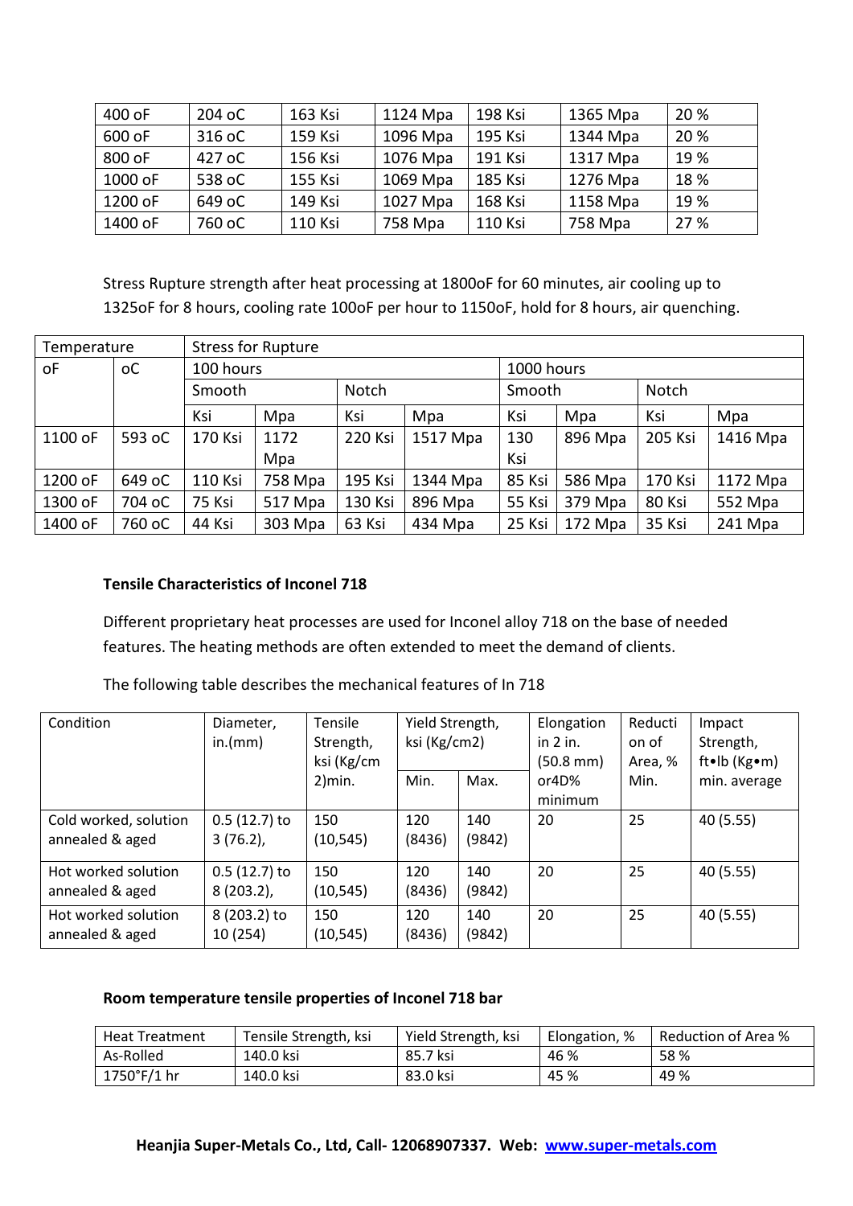| 400 oF | 204 oC | 163 Ksi | 1124 Mpa | 198 Ksi | 1365 Mpa | 20 % |
|---|---|---|---|---|---|---|
| 600 oF | 316 oC | 159 Ksi | 1096 Mpa | 195 Ksi | 1344 Mpa | 20 % |
| 800 oF | 427 oC | 156 Ksi | 1076 Mpa | 191 Ksi | 1317 Mpa | 19 % |
| 1000 oF | 538 oC | 155 Ksi | 1069 Mpa | 185 Ksi | 1276 Mpa | 18 % |
| 1200 oF | 649 oC | 149 Ksi | 1027 Mpa | 168 Ksi | 1158 Mpa | 19 % |
| 1400 oF | 760 oC | 110 Ksi | 758 Mpa | 110 Ksi | 758 Mpa | 27 % |

Stress Rupture strength after heat processing at 1800oF for 60 minutes, air cooling up to 1325oF for 8 hours, cooling rate 100oF per hour to 1150oF, hold for 8 hours, air quenching.

| Temperature | | Stress for Rupture | | | | | | | |
|---|---|---|---|---|---|---|---|---|---|
| oF | oC | 100 hours | | | | 1000 hours | | | |
| | | Smooth | | Notch | | Smooth | | Notch | |
| | | Ksi | Mpa | Ksi | Mpa | Ksi | Mpa | Ksi | Mpa |
| 1100 oF | 593 oC | 170 Ksi | 1172 Mpa | 220 Ksi | 1517 Mpa | 130 Ksi | 896 Mpa | 205 Ksi | 1416 Mpa |
| 1200 oF | 649 oC | 110 Ksi | 758 Mpa | 195 Ksi | 1344 Mpa | 85 Ksi | 586 Mpa | 170 Ksi | 1172 Mpa |
| 1300 oF | 704 oC | 75 Ksi | 517 Mpa | 130 Ksi | 896 Mpa | 55 Ksi | 379 Mpa | 80 Ksi | 552 Mpa |
| 1400 oF | 760 oC | 44 Ksi | 303 Mpa | 63 Ksi | 434 Mpa | 25 Ksi | 172 Mpa | 35 Ksi | 241 Mpa |

**Tensile Characteristics of Inconel 718**

Different proprietary heat processes are used for Inconel alloy 718 on the base of needed features. The heating methods are often extended to meet the demand of clients.

The following table describes the mechanical features of In 718

| Condition | Diameter, in.(mm) | Tensile Strength, ksi (Kg/cm2)min. | Yield Strength, ksi (Kg/cm2) | | Elongation in 2 in. (50.8 mm) or4D% minimum | Reduction of Area, % Min. | Impact Strength, ft•lb (Kg•m) min. average |
|---|---|---|---|---|---|---|---|
| | | | Min. | Max. | | | |
| Cold worked, solution annealed & aged | 0.5 (12.7) to 3 (76.2), | 150 (10,545) | 120 (8436) | 140 (9842) | 20 | 25 | 40 (5.55) |
| Hot worked solution annealed & aged | 0.5 (12.7) to 8 (203.2), | 150 (10,545) | 120 (8436) | 140 (9842) | 20 | 25 | 40 (5.55) |
| Hot worked solution annealed & aged | 8 (203.2) to 10 (254) | 150 (10,545) | 120 (8436) | 140 (9842) | 20 | 25 | 40 (5.55) |

**Room temperature tensile properties of Inconel 718 bar**

| Heat Treatment | Tensile Strength, ksi | Yield Strength, ksi | Elongation, % | Reduction of Area % |
|---|---|---|---|---|
| As-Rolled | 140.0 ksi | 85.7 ksi | 46 % | 58 % |
| 1750°F/1 hr | 140.0 ksi | 83.0 ksi | 45 % | 49 % |

**Heanjia Super-Metals Co., Ltd, Call- 12068907337. Web: www.super-metals.com**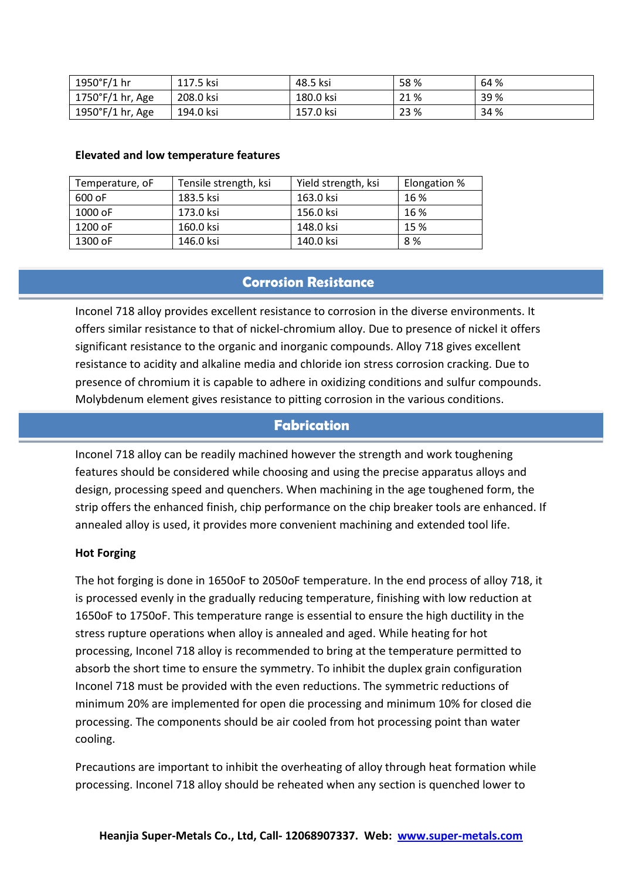| | | | | |
|---|---|---|---|---|
| 1950°F/1 hr | 117.5 ksi | 48.5 ksi | 58 % | 64 % |
| 1750°F/1 hr, Age | 208.0 ksi | 180.0 ksi | 21 % | 39 % |
| 1950°F/1 hr, Age | 194.0 ksi | 157.0 ksi | 23 % | 34 % |

**Elevated and low temperature features**

| Temperature, oF | Tensile strength, ksi | Yield strength, ksi | Elongation % |
|---|---|---|---|
| 600 oF | 183.5 ksi | 163.0 ksi | 16 % |
| 1000 oF | 173.0 ksi | 156.0 ksi | 16 % |
| 1200 oF | 160.0 ksi | 148.0 ksi | 15 % |
| 1300 oF | 146.0 ksi | 140.0 ksi | 8 % |

## Corrosion Resistance

Inconel 718 alloy provides excellent resistance to corrosion in the diverse environments. It offers similar resistance to that of nickel-chromium alloy. Due to presence of nickel it offers significant resistance to the organic and inorganic compounds. Alloy 718 gives excellent resistance to acidity and alkaline media and chloride ion stress corrosion cracking. Due to presence of chromium it is capable to adhere in oxidizing conditions and sulfur compounds. Molybdenum element gives resistance to pitting corrosion in the various conditions.

## Fabrication

Inconel 718 alloy can be readily machined however the strength and work toughening features should be considered while choosing and using the precise apparatus alloys and design, processing speed and quenchers. When machining in the age toughened form, the strip offers the enhanced finish, chip performance on the chip breaker tools are enhanced. If annealed alloy is used, it provides more convenient machining and extended tool life.

**Hot Forging**

The hot forging is done in 1650oF to 2050oF temperature. In the end process of alloy 718, it is processed evenly in the gradually reducing temperature, finishing with low reduction at 1650oF to 1750oF. This temperature range is essential to ensure the high ductility in the stress rupture operations when alloy is annealed and aged. While heating for hot processing, Inconel 718 alloy is recommended to bring at the temperature permitted to absorb the short time to ensure the symmetry. To inhibit the duplex grain configuration Inconel 718 must be provided with the even reductions. The symmetric reductions of minimum 20% are implemented for open die processing and minimum 10% for closed die processing. The components should be air cooled from hot processing point than water cooling.

Precautions are important to inhibit the overheating of alloy through heat formation while processing. Inconel 718 alloy should be reheated when any section is quenched lower to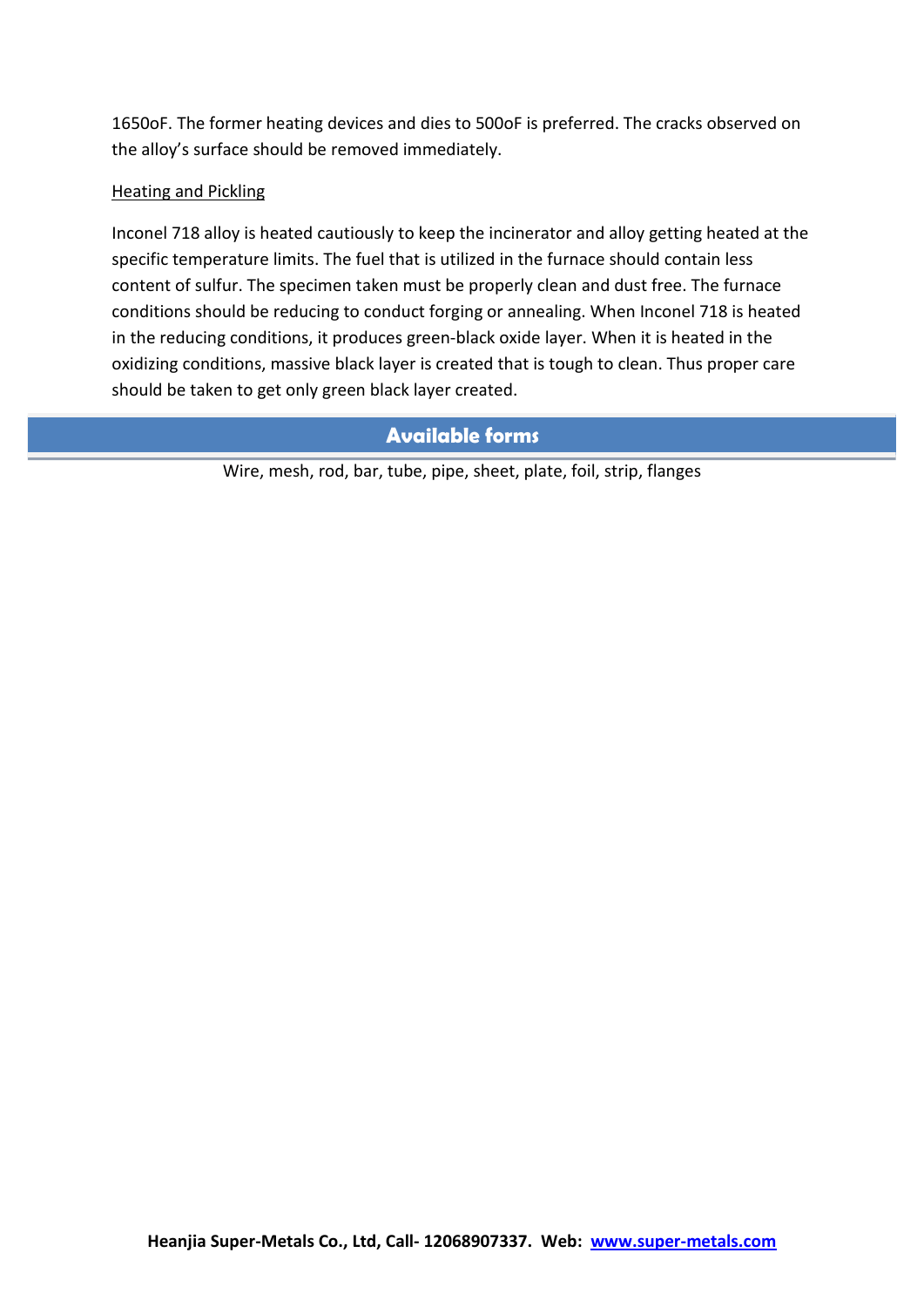1650oF. The former heating devices and dies to 500oF is preferred. The cracks observed on the alloy's surface should be removed immediately.

Heating and Pickling

Inconel 718 alloy is heated cautiously to keep the incinerator and alloy getting heated at the specific temperature limits. The fuel that is utilized in the furnace should contain less content of sulfur. The specimen taken must be properly clean and dust free. The furnace conditions should be reducing to conduct forging or annealing. When Inconel 718 is heated in the reducing conditions, it produces green-black oxide layer. When it is heated in the oxidizing conditions, massive black layer is created that is tough to clean. Thus proper care should be taken to get only green black layer created.

## Available forms

Wire, mesh, rod, bar, tube, pipe, sheet, plate, foil, strip, flanges